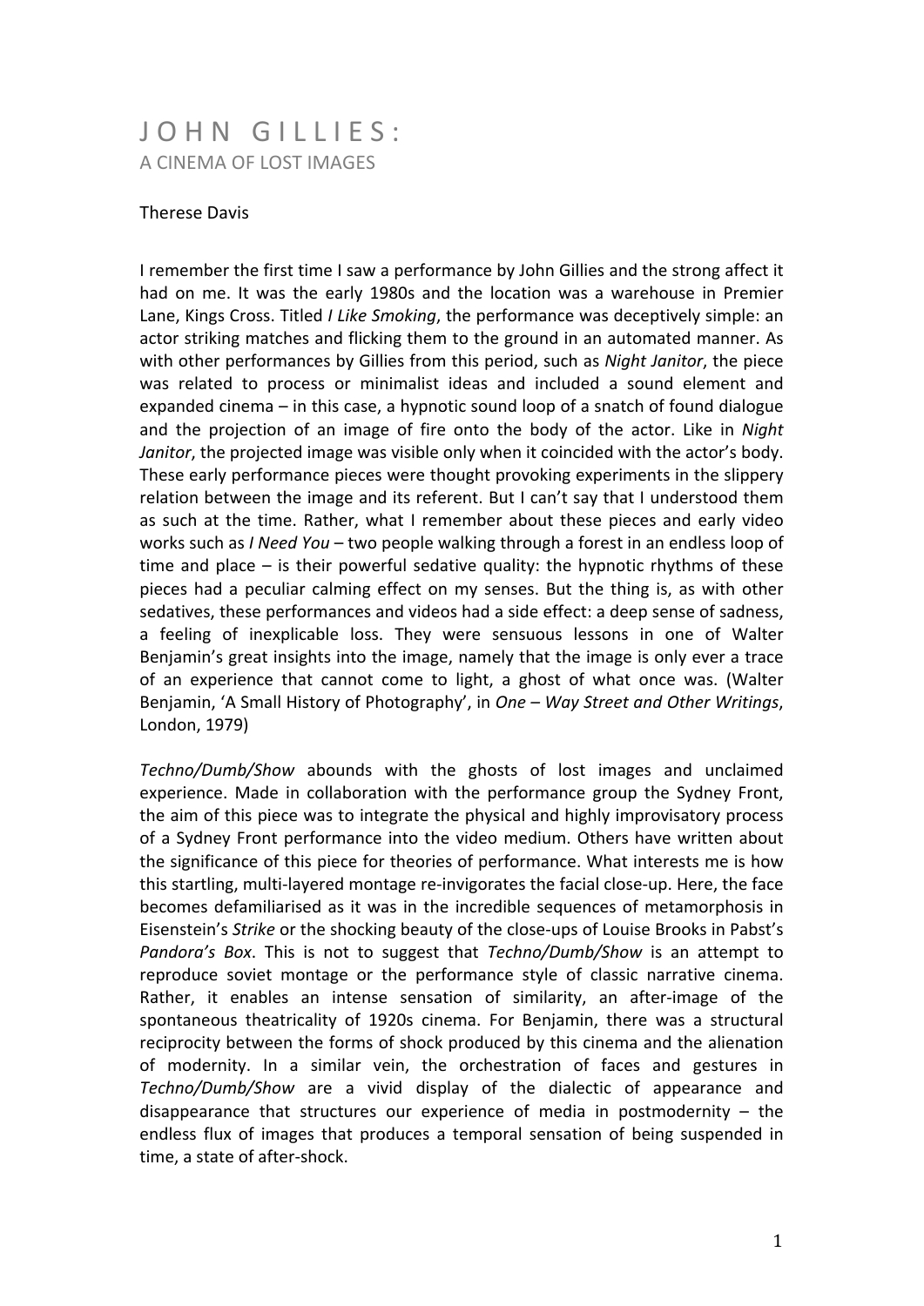# J O H N G I L L I E S :

## A CINEMA OF LOST IMAGES

Therese Davis

I remember the first time I saw a performance by John Gillies and the strong affect it had on me. It was the early 1980s and the location was a warehouse in Premier Lane, Kings Cross. Titled *I Like Smoking*, the performance was deceptively simple: an actor striking matches and flicking them to the ground in an automated manner. As with other performances by Gillies from this period, such as *Night Janitor*, the piece was related to process or minimalist ideas and included a sound element and expanded cinema – in this case, a hypnotic sound loop of a snatch of found dialogue and the projection of an image of fire onto the body of the actor. Like in *Night Janitor*, the projected image was visible only when it coincided with the actor's body. These early performance pieces were thought provoking experiments in the slippery relation between the image and its referent. But I can't say that I understood them as such at the time. Rather, what I remember about these pieces and early video works such as *I Need You* – two people walking through a forest in an endless loop of time and place – is their powerful sedative quality: the hypnotic rhythms of these pieces had a peculiar calming effect on my senses. But the thing is, as with other sedatives, these performances and videos had a side effect: a deep sense of sadness, a feeling of inexplicable loss. They were sensuous lessons in one of Walter Benjamin's great insights into the image, namely that the image is only ever a trace of an experience that cannot come to light, a ghost of what once was. (Walter Benjamin, 'A Small History of Photography', in *One – Way Street and Other Writings*, London, 1979)

*Techno/Dumb/Show* abounds with the ghosts of lost images and unclaimed experience. Made in collaboration with the performance group the Sydney Front, the aim of this piece was to integrate the physical and highly improvisatory process of a Sydney Front performance into the video medium. Others have written about the significance of this piece for theories of performance. What interests me is how this startling, multi-layered montage re-invigorates the facial close-up. Here, the face becomes defamiliarised as it was in the incredible sequences of metamorphosis in Eisenstein's *Strike* or the shocking beauty of the close-ups of Louise Brooks in Pabst's *Pandora's Box*. This is not to suggest that *Techno/Dumb/Show* is an attempt to reproduce soviet montage or the performance style of classic narrative cinema. Rather, it enables an intense sensation of similarity, an after-image of the spontaneous theatricality of 1920s cinema. For Benjamin, there was a structural reciprocity between the forms of shock produced by this cinema and the alienation of modernity. In a similar vein, the orchestration of faces and gestures in *Techno/Dumb/Show* are a vivid display of the dialectic of appearance and disappearance that structures our experience of media in postmodernity – the endless flux of images that produces a temporal sensation of being suspended in time, a state of after-shock.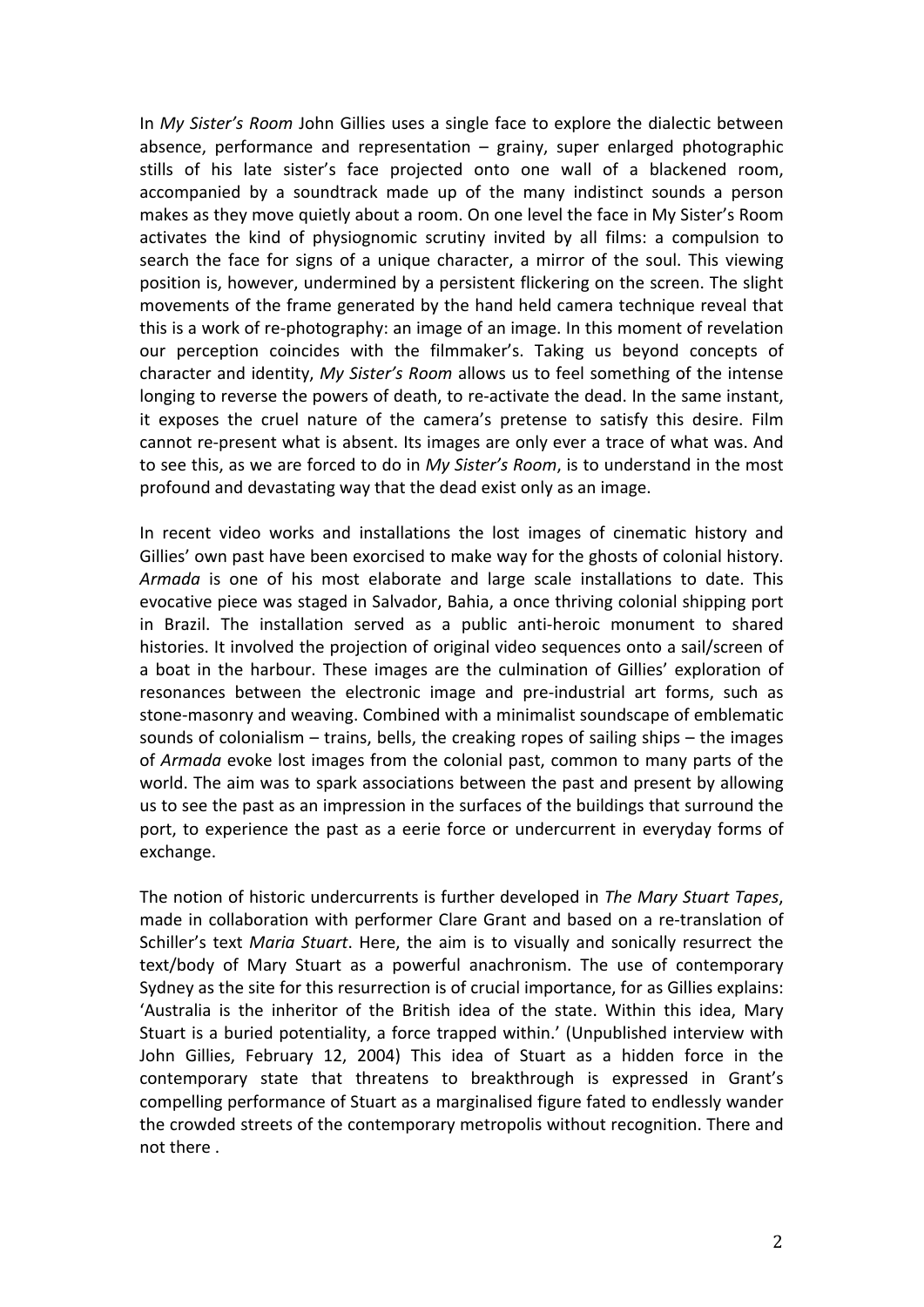In *My Sister's Room* John Gillies uses a single face to explore the dialectic between absence, performance and representation – grainy, super enlarged photographic stills of his late sister's face projected onto one wall of a blackened room, accompanied by a soundtrack made up of the many indistinct sounds a person makes as they move quietly about a room. On one level the face in My Sister's Room activates the kind of physiognomic scrutiny invited by all films: a compulsion to search the face for signs of a unique character, a mirror of the soul. This viewing position is, however, undermined by a persistent flickering on the screen. The slight movements of the frame generated by the hand held camera technique reveal that this is a work of re-photography: an image of an image. In this moment of revelation our perception coincides with the filmmaker's. Taking us beyond concepts of character and identity, *My Sister's Room* allows us to feel something of the intense longing to reverse the powers of death, to re-activate the dead. In the same instant, it exposes the cruel nature of the camera's pretense to satisfy this desire. Film cannot re-present what is absent. Its images are only ever a trace of what was. And to see this, as we are forced to do in *My Sister's Room*, is to understand in the most profound and devastating way that the dead exist only as an image.

In recent video works and installations the lost images of cinematic history and Gillies' own past have been exorcised to make way for the ghosts of colonial history. *Armada* is one of his most elaborate and large scale installations to date. This evocative piece was staged in Salvador, Bahia, a once thriving colonial shipping port in Brazil. The installation served as a public anti-heroic monument to shared histories. It involved the projection of original video sequences onto a sail/screen of a boat in the harbour. These images are the culmination of Gillies' exploration of resonances between the electronic image and pre-industrial art forms, such as stone-masonry and weaving. Combined with a minimalist soundscape of emblematic sounds of colonialism – trains, bells, the creaking ropes of sailing ships – the images of *Armada* evoke lost images from the colonial past, common to many parts of the world. The aim was to spark associations between the past and present by allowing us to see the past as an impression in the surfaces of the buildings that surround the port, to experience the past as a eerie force or undercurrent in everyday forms of exchange.

The notion of historic undercurrents is further developed in *The Mary Stuart Tapes*, made in collaboration with performer Clare Grant and based on a re-translation of Schiller's text *Maria Stuart*. Here, the aim is to visually and sonically resurrect the text/body of Mary Stuart as a powerful anachronism. The use of contemporary Sydney as the site for this resurrection is of crucial importance, for as Gillies explains: 'Australia is the inheritor of the British idea of the state. Within this idea, Mary Stuart is a buried potentiality, a force trapped within.' (Unpublished interview with John Gillies, February 12, 2004) This idea of Stuart as a hidden force in the contemporary state that threatens to breakthrough is expressed in Grant's compelling performance of Stuart as a marginalised figure fated to endlessly wander the crowded streets of the contemporary metropolis without recognition. There and not there .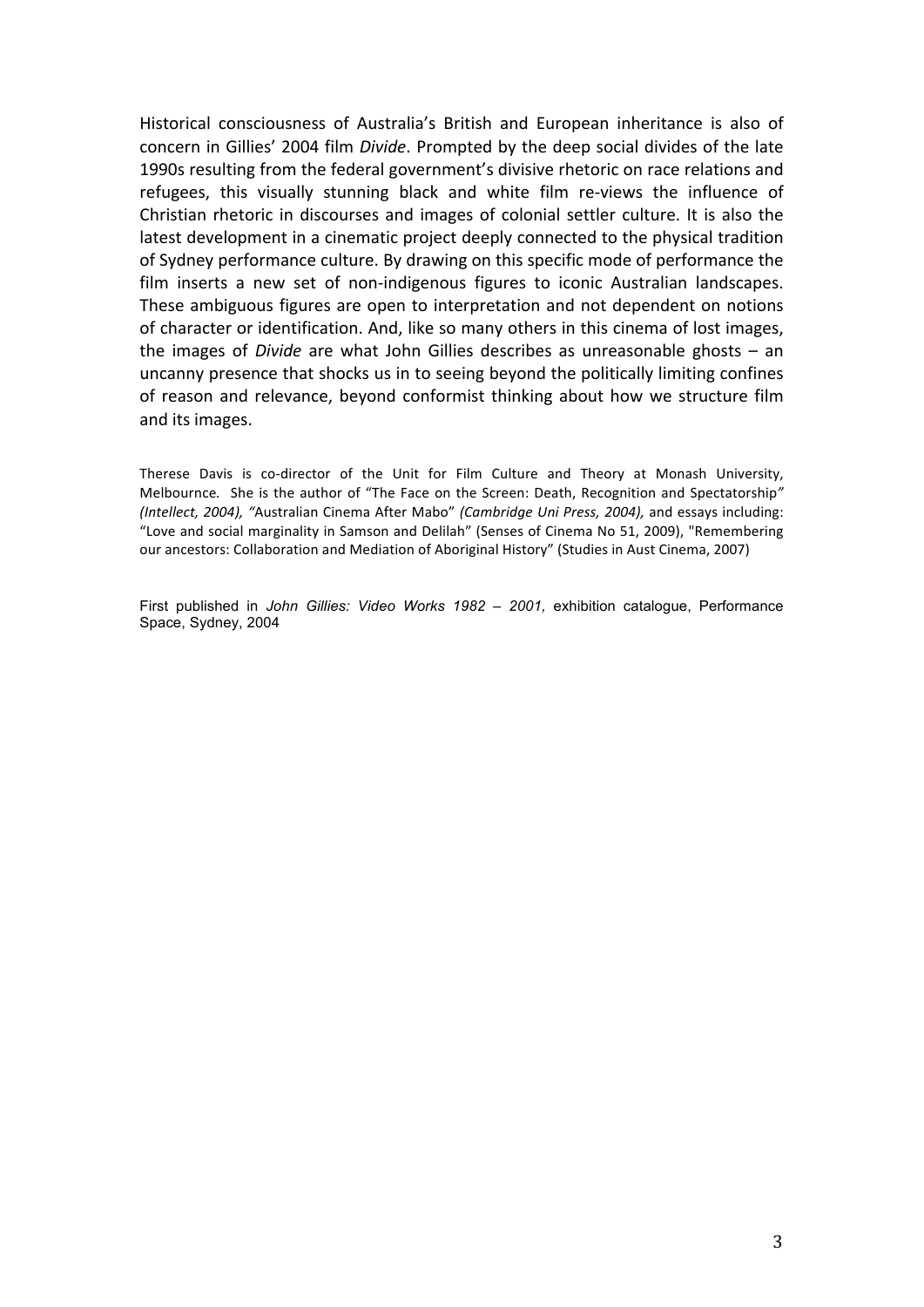Historical consciousness of Australia's British and European inheritance is also of concern in Gillies' 2004 film *Divide*. Prompted by the deep social divides of the late 1990s resulting from the federal government's divisive rhetoric on race relations and refugees, this visually stunning black and white film re-views the influence of Christian rhetoric in discourses and images of colonial settler culture. It is also the latest development in a cinematic project deeply connected to the physical tradition of Sydney performance culture. By drawing on this specific mode of performance the film inserts a new set of non-indigenous figures to iconic Australian landscapes. These ambiguous figures are open to interpretation and not dependent on notions of character or identification. And, like so many others in this cinema of lost images, the images of *Divide* are what John Gillies describes as unreasonable ghosts – an uncanny presence that shocks us in to seeing beyond the politically limiting confines of reason and relevance, beyond conformist thinking about how we structure film and its images.

Therese Davis is co-director of the Unit for Film Culture and Theory at Monash University, Melbournce. She is the author of "The Face on the Screen: Death, Recognition and Spectatorship" *(Intellect, 2004),* "Australian Cinema After Mabo" *(Cambridge Uni Press, 2004),* and essays including: "Love and social marginality in Samson and Delilah" (Senses of Cinema No 51, 2009), "Remembering our ancestors: Collaboration and Mediation of Aboriginal History" (Studies in Aust Cinema, 2007)

First published in *John Gillies: Video Works 1982 – 2001*, exhibition catalogue, Performance Space, Sydney, 2004